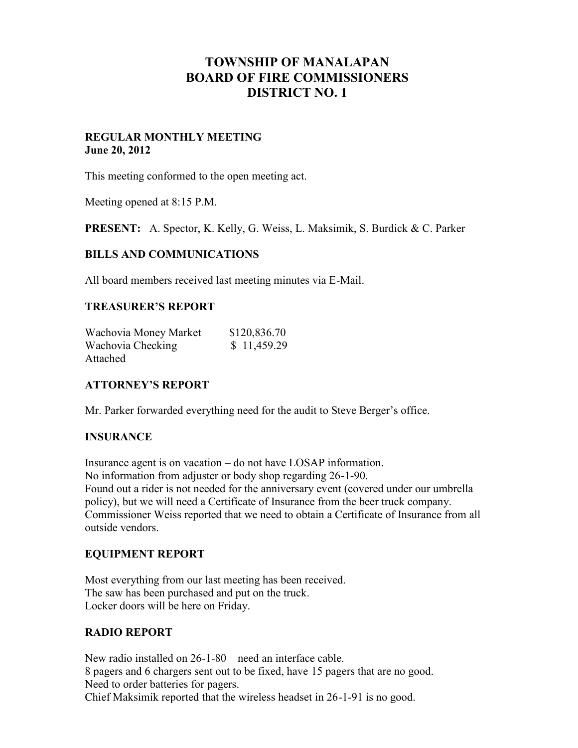# TOWNSHIP OF MANALAPAN
# BOARD OF FIRE COMMISSIONERS
# DISTRICT NO. 1

**REGULAR MONTHLY MEETING**
**June 20, 2012**

This meeting conformed to the open meeting act.

Meeting opened at 8:15 P.M.

**PRESENT:** A. Spector, K. Kelly, G. Weiss, L. Maksimik, S. Burdick & C. Parker

## BILLS AND COMMUNICATIONS

All board members received last meeting minutes via E-Mail.

## TREASURER'S REPORT

| | |
|---|---|
| Wachovia Money Market | $120,836.70 |
| Wachovia Checking | $ 11,459.29 |

Attached

## ATTORNEY'S REPORT

Mr. Parker forwarded everything need for the audit to Steve Berger's office.

## INSURANCE

Insurance agent is on vacation – do not have LOSAP information.
No information from adjuster or body shop regarding 26-1-90.
Found out a rider is not needed for the anniversary event (covered under our umbrella policy), but we will need a Certificate of Insurance from the beer truck company.
Commissioner Weiss reported that we need to obtain a Certificate of Insurance from all outside vendors.

## EQUIPMENT REPORT

Most everything from our last meeting has been received.
The saw has been purchased and put on the truck.
Locker doors will be here on Friday.

## RADIO REPORT

New radio installed on 26-1-80 – need an interface cable.
8 pagers and 6 chargers sent out to be fixed, have 15 pagers that are no good.
Need to order batteries for pagers.
Chief Maksimik reported that the wireless headset in 26-1-91 is no good.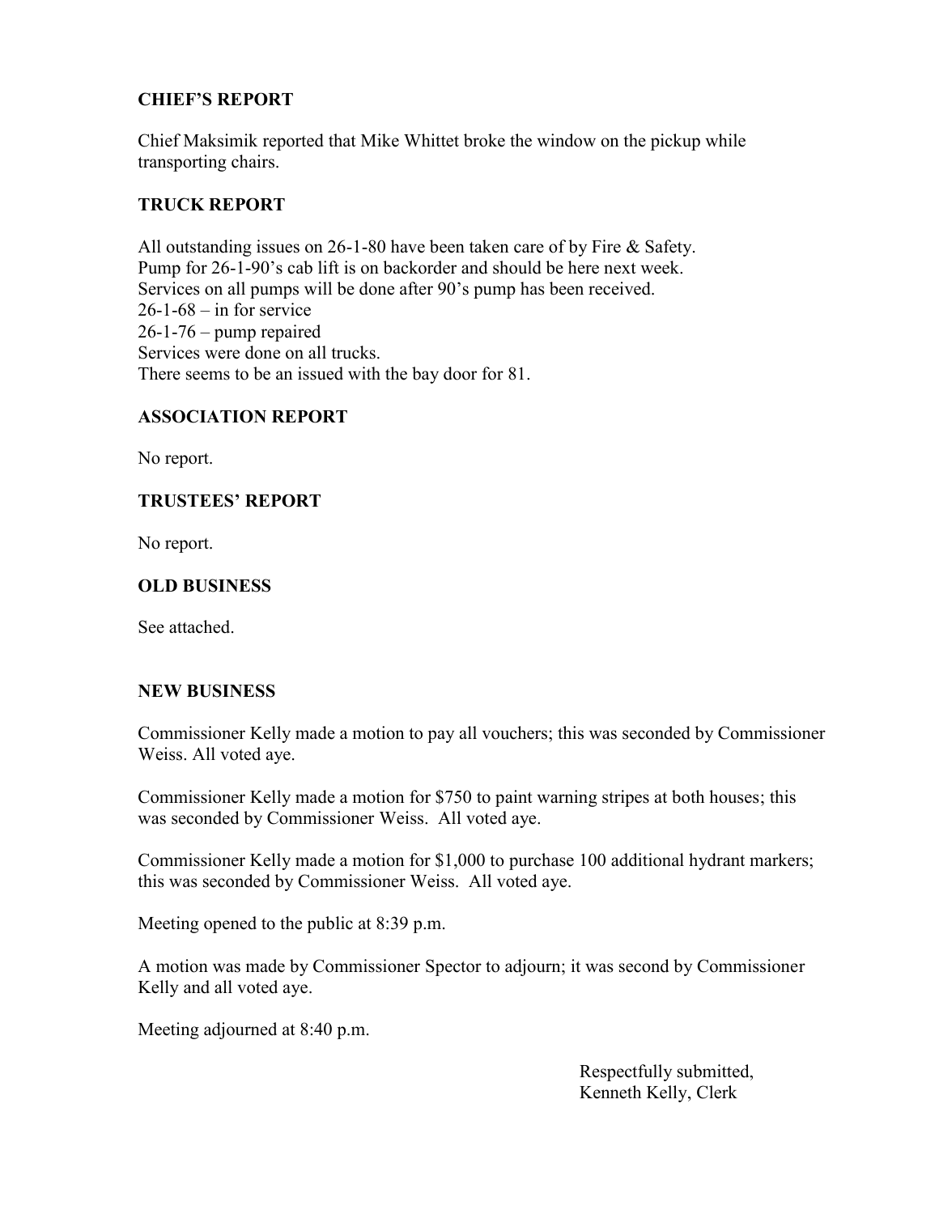## CHIEF'S REPORT

Chief Maksimik reported that Mike Whittet broke the window on the pickup while transporting chairs.

## TRUCK REPORT

All outstanding issues on 26-1-80 have been taken care of by Fire & Safety.
Pump for 26-1-90's cab lift is on backorder and should be here next week.
Services on all pumps will be done after 90's pump has been received.
26-1-68 – in for service
26-1-76 – pump repaired
Services were done on all trucks.
There seems to be an issued with the bay door for 81.

## ASSOCIATION REPORT

No report.

## TRUSTEES' REPORT

No report.

## OLD BUSINESS

See attached.

## NEW BUSINESS

Commissioner Kelly made a motion to pay all vouchers; this was seconded by Commissioner Weiss. All voted aye.

Commissioner Kelly made a motion for $750 to paint warning stripes at both houses; this was seconded by Commissioner Weiss. All voted aye.

Commissioner Kelly made a motion for $1,000 to purchase 100 additional hydrant markers; this was seconded by Commissioner Weiss. All voted aye.

Meeting opened to the public at 8:39 p.m.

A motion was made by Commissioner Spector to adjourn; it was second by Commissioner Kelly and all voted aye.

Meeting adjourned at 8:40 p.m.

Respectfully submitted,
Kenneth Kelly, Clerk